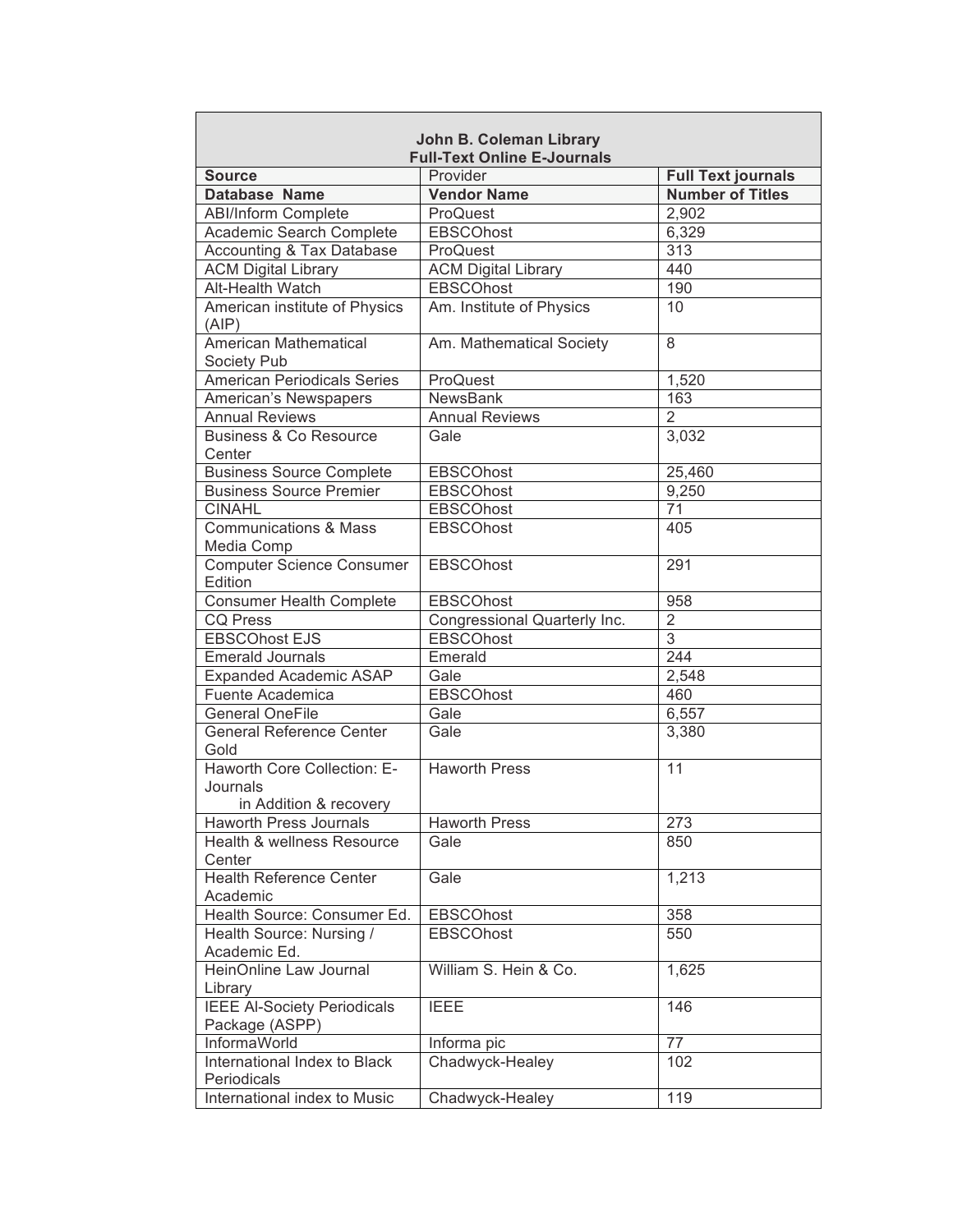| John B. Coleman Library<br>Full-Text Online E-Journals | | |
|---|---|---|
| **Source** | Provider | **Full Text journals** |
| **Database Name** | **Vendor Name** | **Number of Titles** |
| ABI/Inform Complete | ProQuest | 2,902 |
| Academic Search Complete | EBSCOhost | 6,329 |
| Accounting & Tax Database | ProQuest | 313 |
| ACM Digital Library | ACM Digital Library | 440 |
| Alt-Health Watch | EBSCOhost | 190 |
| American institute of Physics (AIP) | Am. Institute of Physics | 10 |
| American Mathematical Society Pub | Am. Mathematical Society | 8 |
| American Periodicals Series | ProQuest | 1,520 |
| American's Newspapers | NewsBank | 163 |
| Annual Reviews | Annual Reviews | 2 |
| Business & Co Resource Center | Gale | 3,032 |
| Business Source Complete | EBSCOhost | 25,460 |
| Business Source Premier | EBSCOhost | 9,250 |
| CINAHL | EBSCOhost | 71 |
| Communications & Mass Media Comp | EBSCOhost | 405 |
| Computer Science Consumer Edition | EBSCOhost | 291 |
| Consumer Health Complete | EBSCOhost | 958 |
| CQ Press | Congressional Quarterly Inc. | 2 |
| EBSCOhost EJS | EBSCOhost | 3 |
| Emerald Journals | Emerald | 244 |
| Expanded Academic ASAP | Gale | 2,548 |
| Fuente Academica | EBSCOhost | 460 |
| General OneFile | Gale | 6,557 |
| General Reference Center Gold | Gale | 3,380 |
| Haworth Core Collection: E-Journals in Addition & recovery | Haworth Press | 11 |
| Haworth Press Journals | Haworth Press | 273 |
| Health & wellness Resource Center | Gale | 850 |
| Health Reference Center Academic | Gale | 1,213 |
| Health Source: Consumer Ed. | EBSCOhost | 358 |
| Health Source: Nursing / Academic Ed. | EBSCOhost | 550 |
| HeinOnline Law Journal Library | William S. Hein & Co. | 1,625 |
| IEEE Al-Society Periodicals Package (ASPP) | IEEE | 146 |
| InformaWorld | Informa pic | 77 |
| International Index to Black Periodicals | Chadwyck-Healey | 102 |
| International index to Music | Chadwyck-Healey | 119 |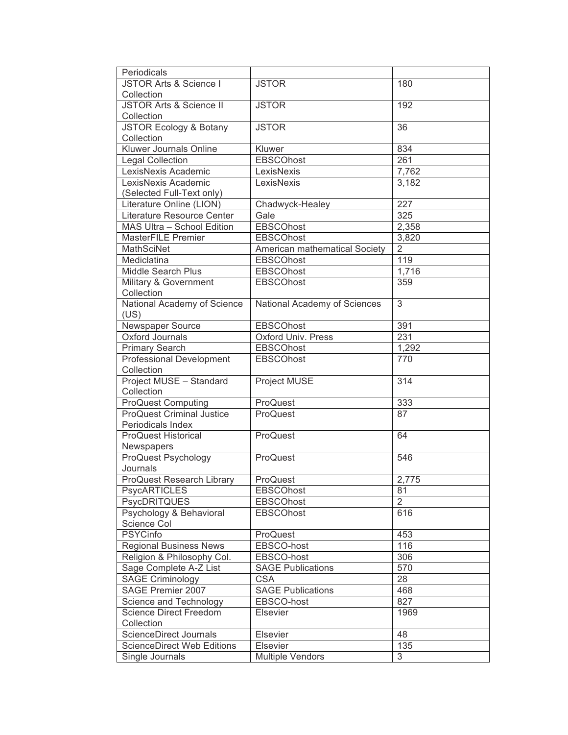| Periodicals | | |
|---|---|---|
| JSTOR Arts & Science I Collection | JSTOR | 180 |
| JSTOR Arts & Science II Collection | JSTOR | 192 |
| JSTOR Ecology & Botany Collection | JSTOR | 36 |
| Kluwer Journals Online | Kluwer | 834 |
| Legal Collection | EBSCOhost | 261 |
| LexisNexis Academic | LexisNexis | 7,762 |
| LexisNexis Academic (Selected Full-Text only) | LexisNexis | 3,182 |
| Literature Online (LION) | Chadwyck-Healey | 227 |
| Literature Resource Center | Gale | 325 |
| MAS Ultra – School Edition | EBSCOhost | 2,358 |
| MasterFILE Premier | EBSCOhost | 3,820 |
| MathSciNet | American mathematical Society | 2 |
| Mediclatina | EBSCOhost | 119 |
| Middle Search Plus | EBSCOhost | 1,716 |
| Military & Government Collection | EBSCOhost | 359 |
| National Academy of Science (US) | National Academy of Sciences | 3 |
| Newspaper Source | EBSCOhost | 391 |
| Oxford Journals | Oxford Univ. Press | 231 |
| Primary Search | EBSCOhost | 1,292 |
| Professional Development Collection | EBSCOhost | 770 |
| Project MUSE – Standard Collection | Project MUSE | 314 |
| ProQuest Computing | ProQuest | 333 |
| ProQuest Criminal Justice Periodicals Index | ProQuest | 87 |
| ProQuest Historical Newspapers | ProQuest | 64 |
| ProQuest Psychology Journals | ProQuest | 546 |
| ProQuest Research Library | ProQuest | 2,775 |
| PsycARTICLES | EBSCOhost | 81 |
| PsycDRITQUES | EBSCOhost | 2 |
| Psychology & Behavioral Science Col | EBSCOhost | 616 |
| PSYCinfo | ProQuest | 453 |
| Regional Business News | EBSCO-host | 116 |
| Religion & Philosophy Col. | EBSCO-host | 306 |
| Sage Complete A-Z List | SAGE Publications | 570 |
| SAGE Criminology | CSA | 28 |
| SAGE Premier 2007 | SAGE Publications | 468 |
| Science and Technology | EBSCO-host | 827 |
| Science Direct Freedom Collection | Elsevier | 1969 |
| ScienceDirect Journals | Elsevier | 48 |
| ScienceDirect Web Editions | Elsevier | 135 |
| Single Journals | Multiple Vendors | 3 |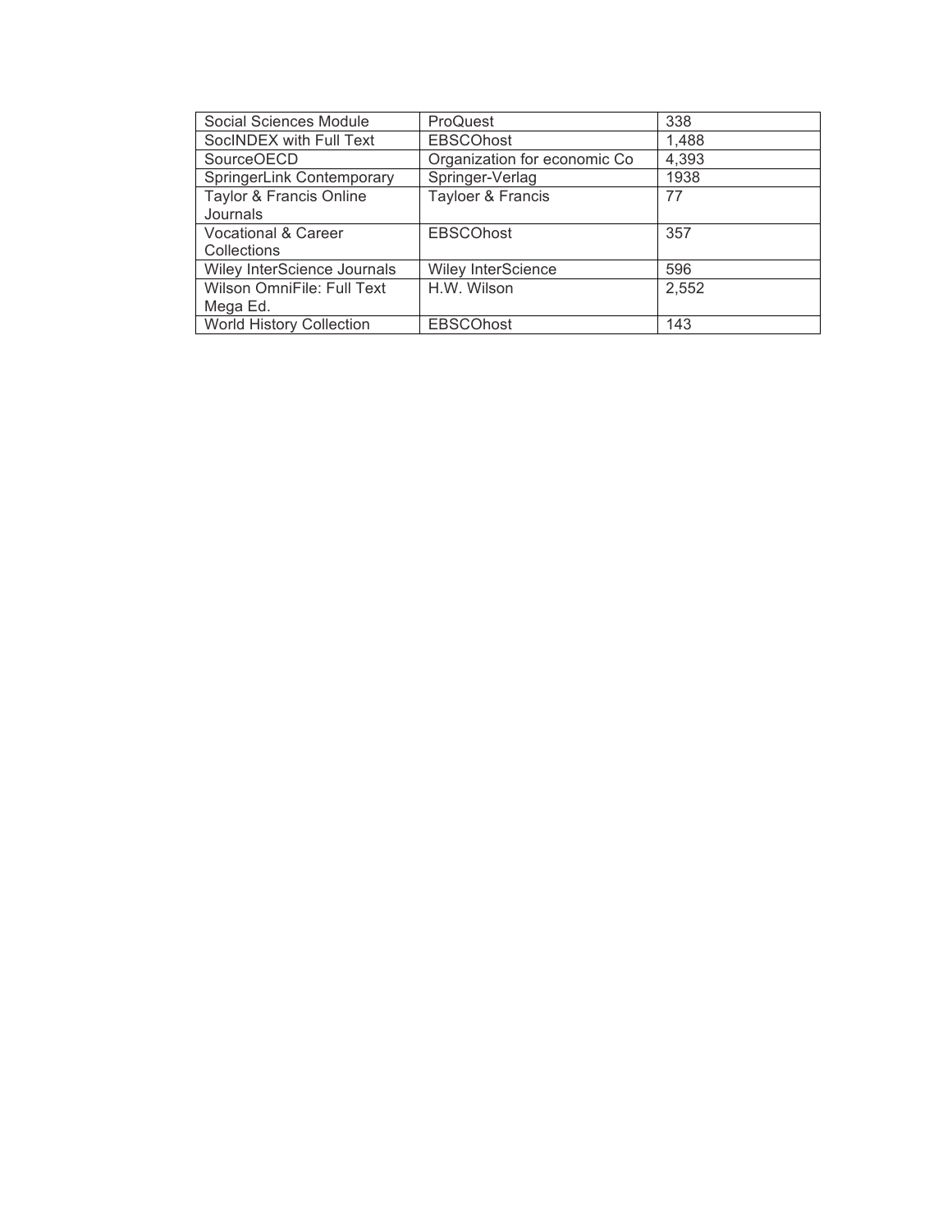| | | |
|---|---|---|
| Social Sciences Module | ProQuest | 338 |
| SocINDEX with Full Text | EBSCOhost | 1,488 |
| SourceOECD | Organization for economic Co | 4,393 |
| SpringerLink Contemporary | Springer-Verlag | 1938 |
| Taylor & Francis Online Journals | Tayloer & Francis | 77 |
| Vocational & Career Collections | EBSCOhost | 357 |
| Wiley InterScience Journals | Wiley InterScience | 596 |
| Wilson OmniFile: Full Text Mega Ed. | H.W. Wilson | 2,552 |
| World History Collection | EBSCOhost | 143 |